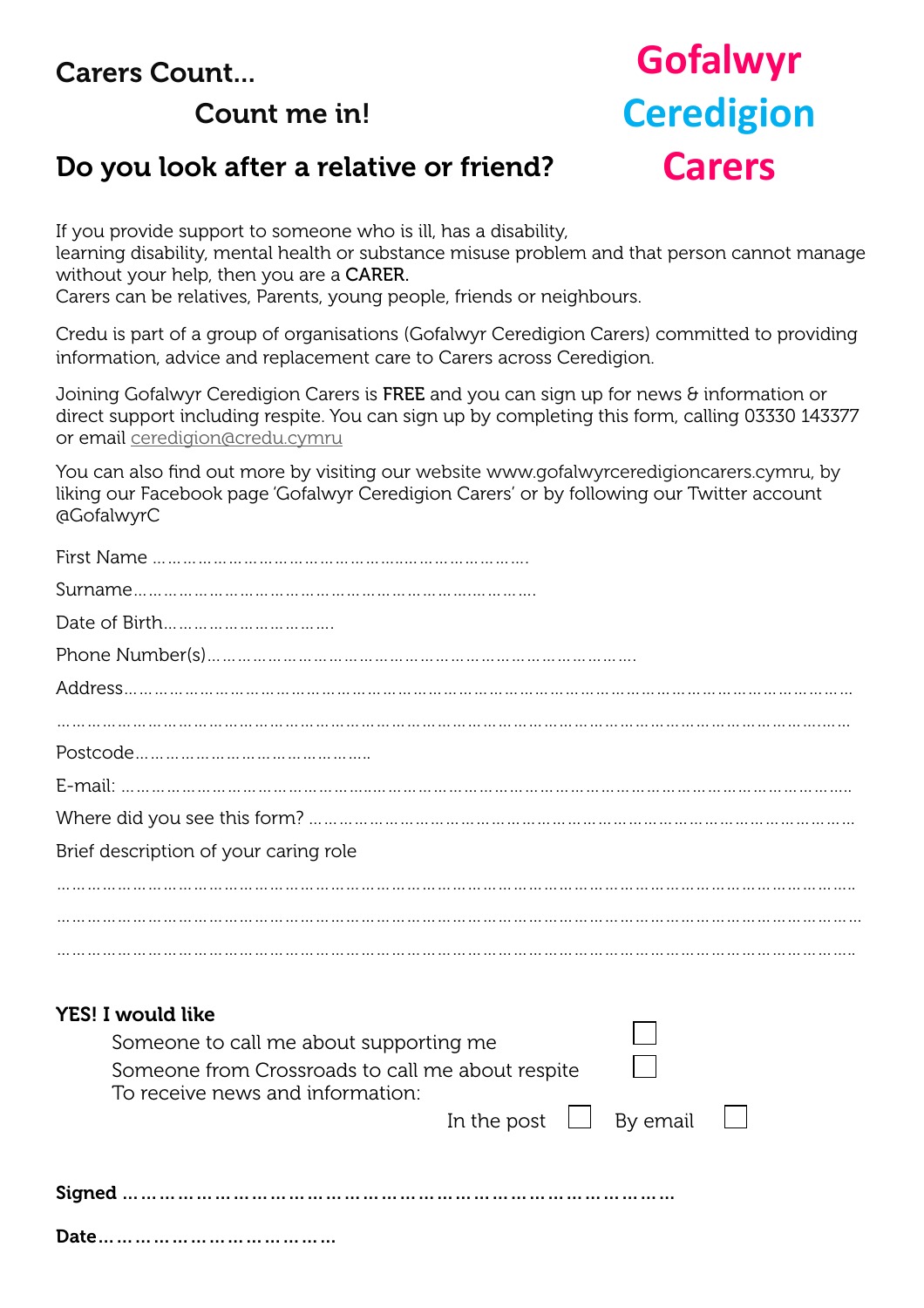# Carers Count...

## Count me in!

## Do you look after a relative or friend?

**Gofalwyr Ceredigion Carers**

If you provide support to someone who is ill, has a disability, learning disability, mental health or substance misuse problem and that person cannot manage without your help, then you are a CARER.
Carers can be relatives, Parents, young people, friends or neighbours.

Credu is part of a group of organisations (Gofalwyr Ceredigion Carers) committed to providing information, advice and replacement care to Carers across Ceredigion.

Joining Gofalwyr Ceredigion Carers is FREE and you can sign up for news & information or direct support including respite. You can sign up by completing this form, calling 03330 143377 or email ceredigion@credu.cymru

You can also find out more by visiting our website www.gofalwyrceredigioncarers.cymru, by liking our Facebook page 'Gofalwyr Ceredigion Carers' or by following our Twitter account @GofalwyrC

First Name ……………………………………………………………….

Surname……………………………………………………………….

Date of Birth………………………….

Phone Number(s)…………………………………………………………………….

Address………………………………………………………………………………………………………………

………………………………………………………………………………………………………………………

Postcode……………………………………..

E-mail: ………………………………………………………………………………………………………………

Where did you see this form? …………………………………………………………………………………

Brief description of your caring role

………………………………………………………………………………………………………………………

………………………………………………………………………………………………………………………

………………………………………………………………………………………………………………………

**YES! I would like**

- Someone to call me about supporting me ☐
- Someone from Crossroads to call me about respite ☐
- To receive news and information:
  - In the post ☐ By email ☐

**Signed** ………………………………………………………………………………

**Date**…………………………………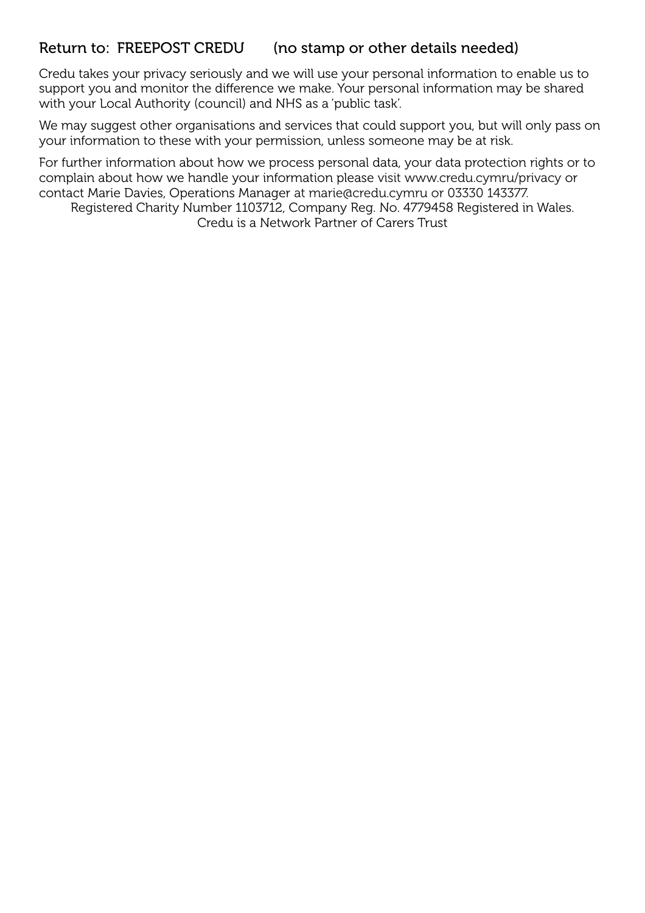Return to: FREEPOST CREDU (no stamp or other details needed)

Credu takes your privacy seriously and we will use your personal information to enable us to support you and monitor the difference we make. Your personal information may be shared with your Local Authority (council) and NHS as a 'public task'.

We may suggest other organisations and services that could support you, but will only pass on your information to these with your permission, unless someone may be at risk.

For further information about how we process personal data, your data protection rights or to complain about how we handle your information please visit www.credu.cymru/privacy or contact Marie Davies, Operations Manager at marie@credu.cymru or 03330 143377.

Registered Charity Number 1103712, Company Reg. No. 4779458 Registered in Wales.
Credu is a Network Partner of Carers Trust